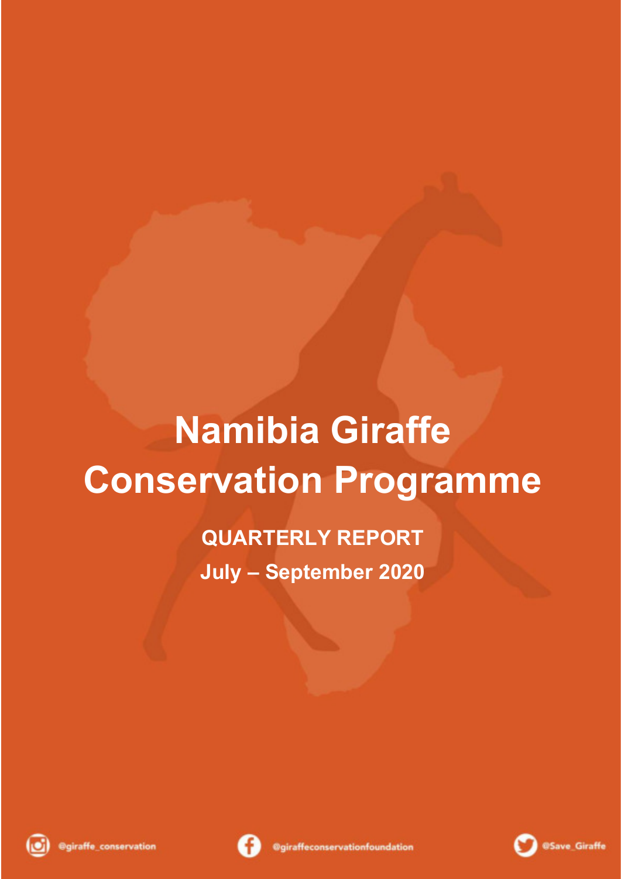# Namibia Giraffe Conservation Programme

**QUARTERLY REPORT**

**July – September 2020**

@giraffe_conservation

@giraffeconservationfoundation

@Save_Giraffe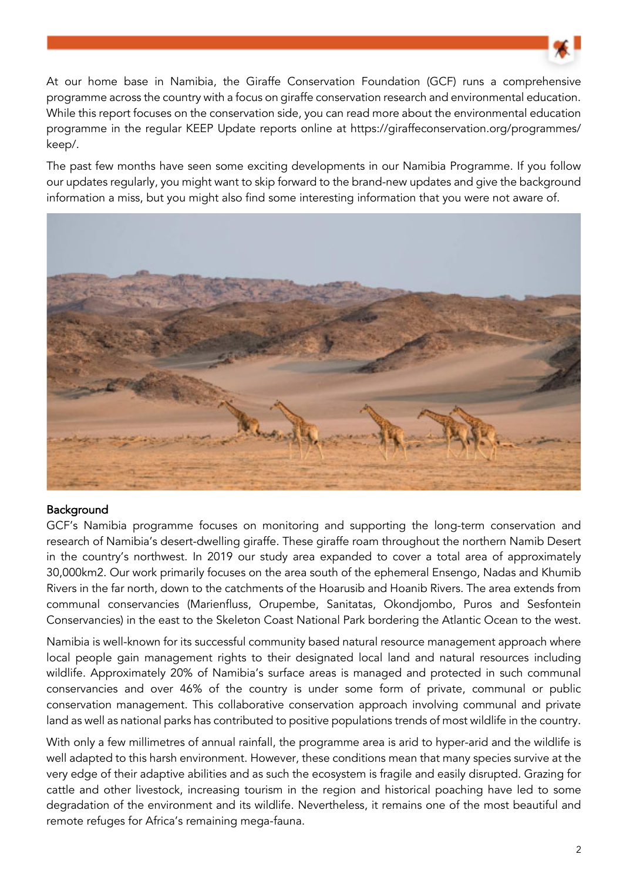At our home base in Namibia, the Giraffe Conservation Foundation (GCF) runs a comprehensive programme across the country with a focus on giraffe conservation research and environmental education. While this report focuses on the conservation side, you can read more about the environmental education programme in the regular KEEP Update reports online at https://giraffeconservation.org/programmes/keep/.

The past few months have seen some exciting developments in our Namibia Programme. If you follow our updates regularly, you might want to skip forward to the brand-new updates and give the background information a miss, but you might also find some interesting information that you were not aware of.

## Background

GCF's Namibia programme focuses on monitoring and supporting the long-term conservation and research of Namibia's desert-dwelling giraffe. These giraffe roam throughout the northern Namib Desert in the country's northwest. In 2019 our study area expanded to cover a total area of approximately 30,000km2. Our work primarily focuses on the area south of the ephemeral Ensengo, Nadas and Khumib Rivers in the far north, down to the catchments of the Hoarusib and Hoanib Rivers. The area extends from communal conservancies (Marienfluss, Orupembe, Sanitatas, Okondjombo, Puros and Sesfontein Conservancies) in the east to the Skeleton Coast National Park bordering the Atlantic Ocean to the west.

Namibia is well-known for its successful community based natural resource management approach where local people gain management rights to their designated local land and natural resources including wildlife. Approximately 20% of Namibia's surface areas is managed and protected in such communal conservancies and over 46% of the country is under some form of private, communal or public conservation management. This collaborative conservation approach involving communal and private land as well as national parks has contributed to positive populations trends of most wildlife in the country.

With only a few millimetres of annual rainfall, the programme area is arid to hyper-arid and the wildlife is well adapted to this harsh environment. However, these conditions mean that many species survive at the very edge of their adaptive abilities and as such the ecosystem is fragile and easily disrupted. Grazing for cattle and other livestock, increasing tourism in the region and historical poaching have led to some degradation of the environment and its wildlife. Nevertheless, it remains one of the most beautiful and remote refuges for Africa's remaining mega-fauna.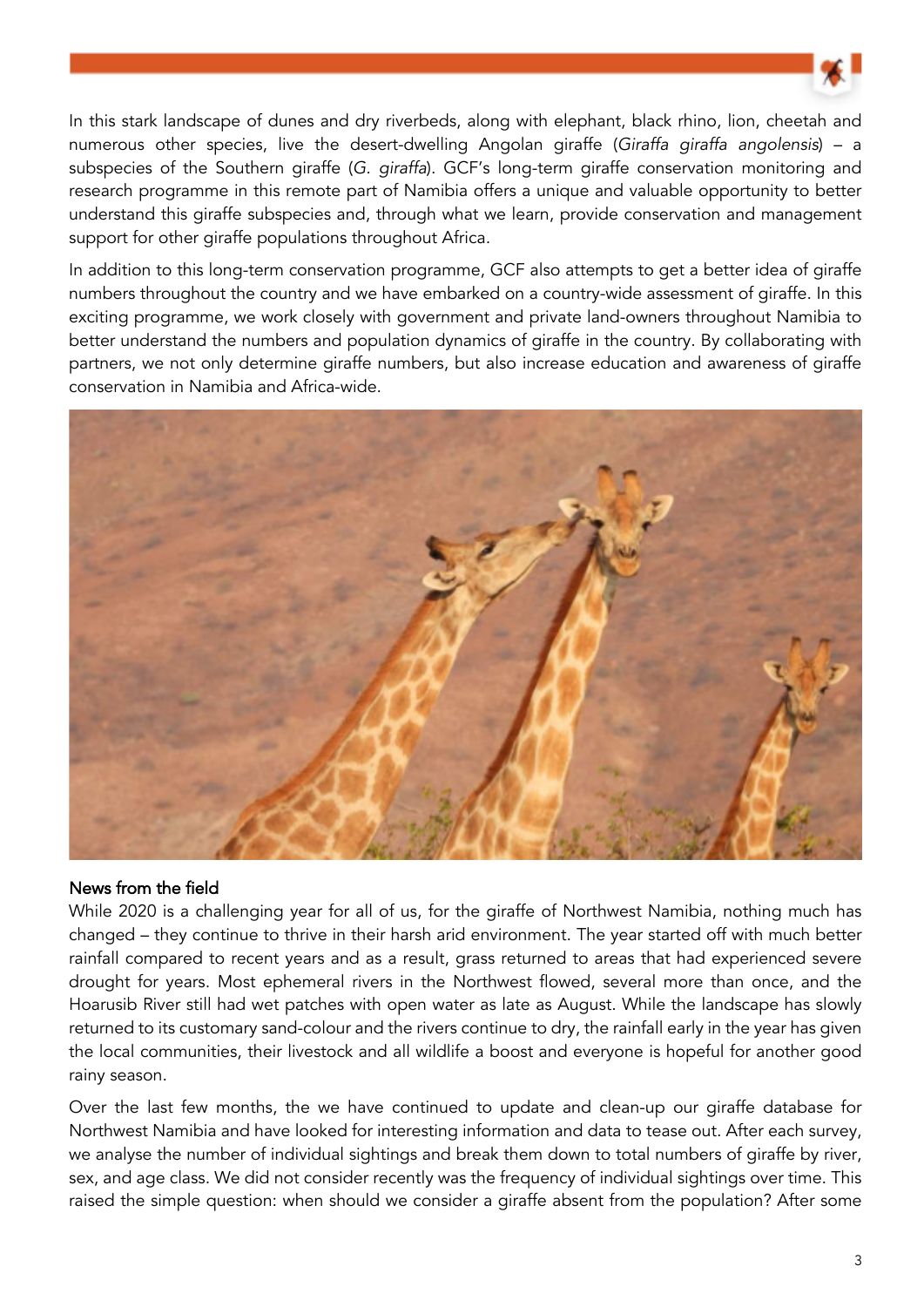In this stark landscape of dunes and dry riverbeds, along with elephant, black rhino, lion, cheetah and numerous other species, live the desert-dwelling Angolan giraffe (*Giraffa giraffa angolensis*) – a subspecies of the Southern giraffe (*G. giraffa*). GCF's long-term giraffe conservation monitoring and research programme in this remote part of Namibia offers a unique and valuable opportunity to better understand this giraffe subspecies and, through what we learn, provide conservation and management support for other giraffe populations throughout Africa.

In addition to this long-term conservation programme, GCF also attempts to get a better idea of giraffe numbers throughout the country and we have embarked on a country-wide assessment of giraffe. In this exciting programme, we work closely with government and private land-owners throughout Namibia to better understand the numbers and population dynamics of giraffe in the country. By collaborating with partners, we not only determine giraffe numbers, but also increase education and awareness of giraffe conservation in Namibia and Africa-wide.

## News from the field

While 2020 is a challenging year for all of us, for the giraffe of Northwest Namibia, nothing much has changed – they continue to thrive in their harsh arid environment. The year started off with much better rainfall compared to recent years and as a result, grass returned to areas that had experienced severe drought for years. Most ephemeral rivers in the Northwest flowed, several more than once, and the Hoarusib River still had wet patches with open water as late as August. While the landscape has slowly returned to its customary sand-colour and the rivers continue to dry, the rainfall early in the year has given the local communities, their livestock and all wildlife a boost and everyone is hopeful for another good rainy season.

Over the last few months, the we have continued to update and clean-up our giraffe database for Northwest Namibia and have looked for interesting information and data to tease out. After each survey, we analyse the number of individual sightings and break them down to total numbers of giraffe by river, sex, and age class. We did not consider recently was the frequency of individual sightings over time. This raised the simple question: when should we consider a giraffe absent from the population? After some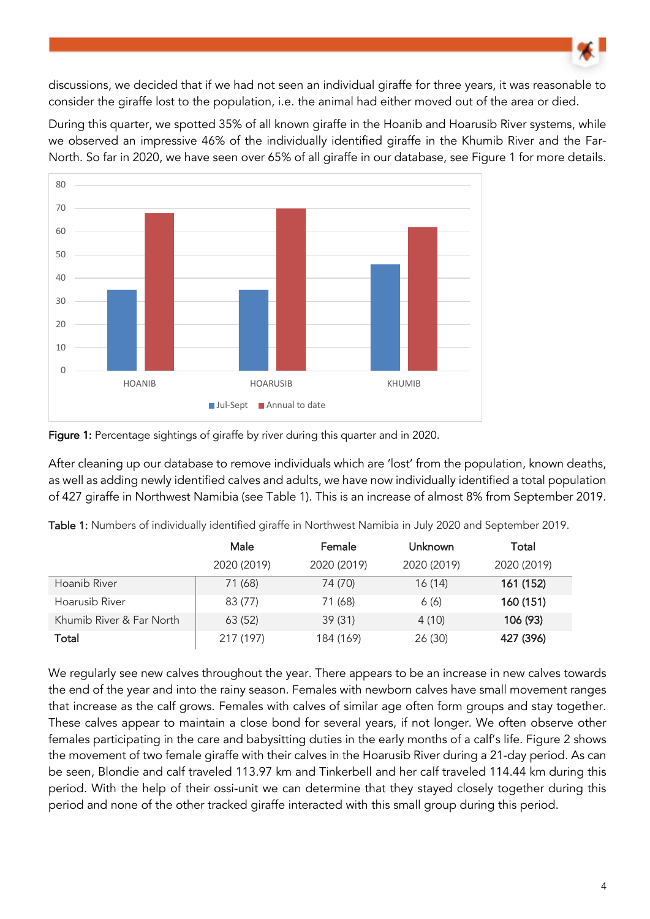discussions, we decided that if we had not seen an individual giraffe for three years, it was reasonable to consider the giraffe lost to the population, i.e. the animal had either moved out of the area or died.

During this quarter, we spotted 35% of all known giraffe in the Hoanib and Hoarusib River systems, while we observed an impressive 46% of the individually identified giraffe in the Khumib River and the Far-North. So far in 2020, we have seen over 65% of all giraffe in our database, see Figure 1 for more details.

**Figure 1:** Percentage sightings of giraffe by river during this quarter and in 2020.

After cleaning up our database to remove individuals which are 'lost' from the population, known deaths, as well as adding newly identified calves and adults, we have now individually identified a total population of 427 giraffe in Northwest Namibia (see Table 1). This is an increase of almost 8% from September 2019.

**Table 1:** Numbers of individually identified giraffe in Northwest Namibia in July 2020 and September 2019.

| | Male | Female | Unknown | Total |
|---|---|---|---|---|
| | 2020 (2019) | 2020 (2019) | 2020 (2019) | 2020 (2019) |
| Hoanib River | 71 (68) | 74 (70) | 16 (14) | **161 (152)** |
| Hoarusib River | 83 (77) | 71 (68) | 6 (6) | **160 (151)** |
| Khumib River & Far North | 63 (52) | 39 (31) | 4 (10) | **106 (93)** |
| **Total** | 217 (197) | 184 (169) | 26 (30) | **427 (396)** |

We regularly see new calves throughout the year. There appears to be an increase in new calves towards the end of the year and into the rainy season. Females with newborn calves have small movement ranges that increase as the calf grows. Females with calves of similar age often form groups and stay together. These calves appear to maintain a close bond for several years, if not longer. We often observe other females participating in the care and babysitting duties in the early months of a calf's life. Figure 2 shows the movement of two female giraffe with their calves in the Hoarusib River during a 21-day period. As can be seen, Blondie and calf traveled 113.97 km and Tinkerbell and her calf traveled 114.44 km during this period. With the help of their ossi-unit we can determine that they stayed closely together during this period and none of the other tracked giraffe interacted with this small group during this period.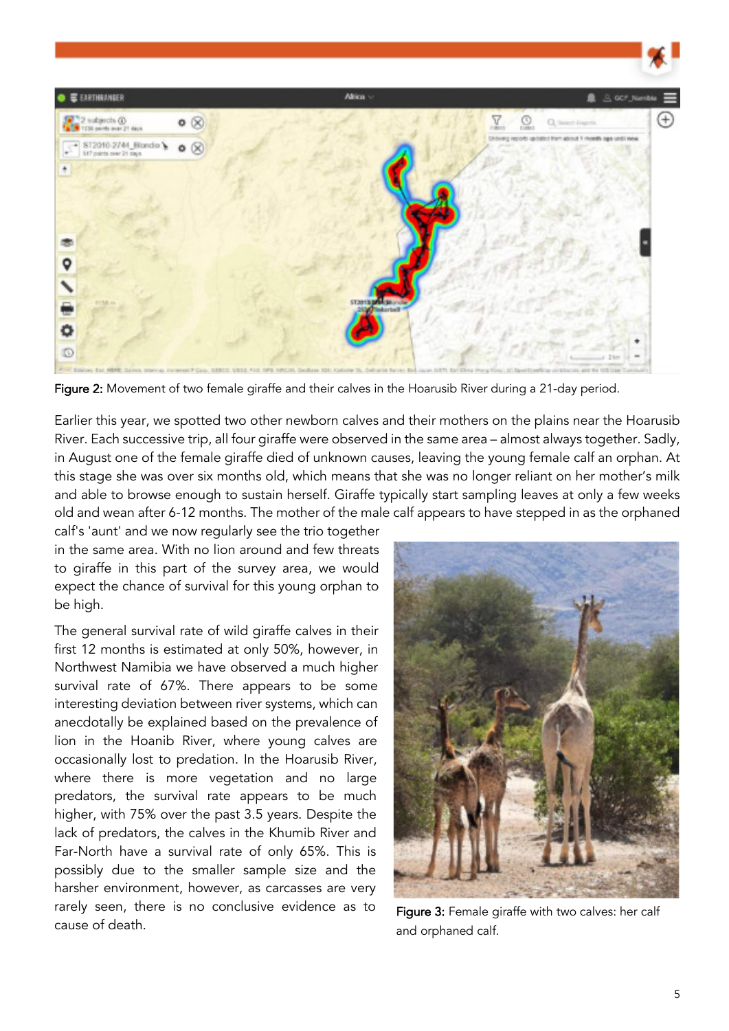Figure 2: Movement of two female giraffe and their calves in the Hoarusib River during a 21-day period.

Earlier this year, we spotted two other newborn calves and their mothers on the plains near the Hoarusib River. Each successive trip, all four giraffe were observed in the same area – almost always together. Sadly, in August one of the female giraffe died of unknown causes, leaving the young female calf an orphan. At this stage she was over six months old, which means that she was no longer reliant on her mother's milk and able to browse enough to sustain herself. Giraffe typically start sampling leaves at only a few weeks old and wean after 6-12 months. The mother of the male calf appears to have stepped in as the orphaned calf's 'aunt' and we now regularly see the trio together in the same area. With no lion around and few threats to giraffe in this part of the survey area, we would expect the chance of survival for this young orphan to be high.

The general survival rate of wild giraffe calves in their first 12 months is estimated at only 50%, however, in Northwest Namibia we have observed a much higher survival rate of 67%. There appears to be some interesting deviation between river systems, which can anecdotally be explained based on the prevalence of lion in the Hoanib River, where young calves are occasionally lost to predation. In the Hoarusib River, where there is more vegetation and no large predators, the survival rate appears to be much higher, with 75% over the past 3.5 years. Despite the lack of predators, the calves in the Khumib River and Far-North have a survival rate of only 65%. This is possibly due to the smaller sample size and the harsher environment, however, as carcasses are very rarely seen, there is no conclusive evidence as to cause of death.

Figure 3: Female giraffe with two calves: her calf and orphaned calf.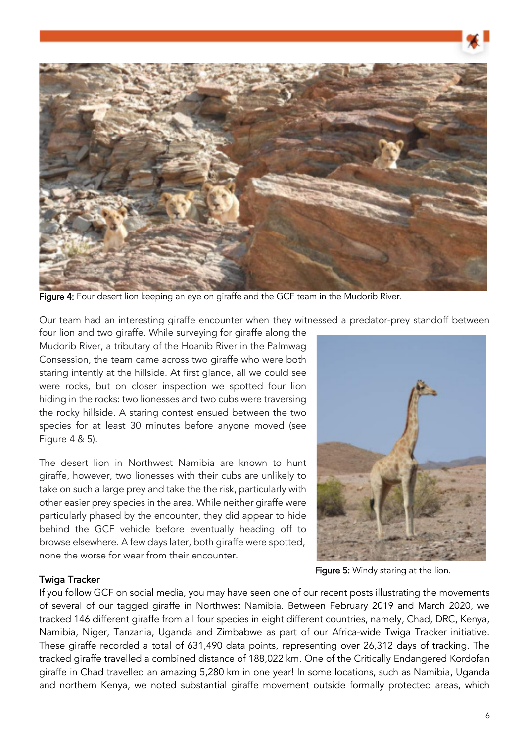Figure 4: Four desert lion keeping an eye on giraffe and the GCF team in the Mudorib River.

Our team had an interesting giraffe encounter when they witnessed a predator-prey standoff between four lion and two giraffe. While surveying for giraffe along the Mudorib River, a tributary of the Hoanib River in the Palmwag Consession, the team came across two giraffe who were both staring intently at the hillside. At first glance, all we could see were rocks, but on closer inspection we spotted four lion hiding in the rocks: two lionesses and two cubs were traversing the rocky hillside. A staring contest ensued between the two species for at least 30 minutes before anyone moved (see Figure 4 & 5).

The desert lion in Northwest Namibia are known to hunt giraffe, however, two lionesses with their cubs are unlikely to take on such a large prey and take the the risk, particularly with other easier prey species in the area. While neither giraffe were particularly phased by the encounter, they did appear to hide behind the GCF vehicle before eventually heading off to browse elsewhere. A few days later, both giraffe were spotted, none the worse for wear from their encounter.

Figure 5: Windy staring at the lion.

### Twiga Tracker

If you follow GCF on social media, you may have seen one of our recent posts illustrating the movements of several of our tagged giraffe in Northwest Namibia. Between February 2019 and March 2020, we tracked 146 different giraffe from all four species in eight different countries, namely, Chad, DRC, Kenya, Namibia, Niger, Tanzania, Uganda and Zimbabwe as part of our Africa-wide Twiga Tracker initiative. These giraffe recorded a total of 631,490 data points, representing over 26,312 days of tracking. The tracked giraffe travelled a combined distance of 188,022 km. One of the Critically Endangered Kordofan giraffe in Chad travelled an amazing 5,280 km in one year! In some locations, such as Namibia, Uganda and northern Kenya, we noted substantial giraffe movement outside formally protected areas, which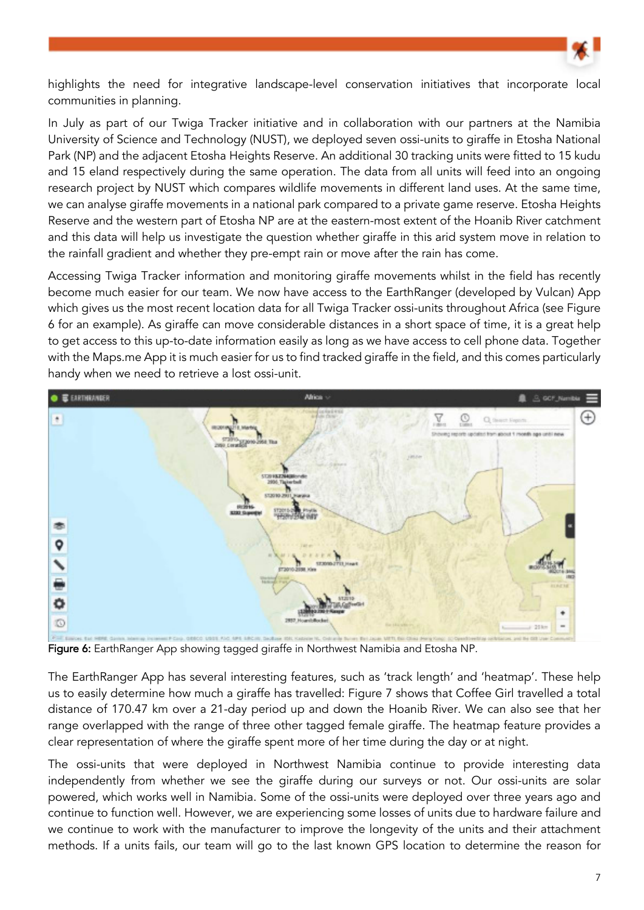highlights the need for integrative landscape-level conservation initiatives that incorporate local communities in planning.

In July as part of our Twiga Tracker initiative and in collaboration with our partners at the Namibia University of Science and Technology (NUST), we deployed seven ossi-units to giraffe in Etosha National Park (NP) and the adjacent Etosha Heights Reserve. An additional 30 tracking units were fitted to 15 kudu and 15 eland respectively during the same operation. The data from all units will feed into an ongoing research project by NUST which compares wildlife movements in different land uses. At the same time, we can analyse giraffe movements in a national park compared to a private game reserve. Etosha Heights Reserve and the western part of Etosha NP are at the eastern-most extent of the Hoanib River catchment and this data will help us investigate the question whether giraffe in this arid system move in relation to the rainfall gradient and whether they pre-empt rain or move after the rain has come.

Accessing Twiga Tracker information and monitoring giraffe movements whilst in the field has recently become much easier for our team. We now have access to the EarthRanger (developed by Vulcan) App which gives us the most recent location data for all Twiga Tracker ossi-units throughout Africa (see Figure 6 for an example). As giraffe can move considerable distances in a short space of time, it is a great help to get access to this up-to-date information easily as long as we have access to cell phone data. Together with the Maps.me App it is much easier for us to find tracked giraffe in the field, and this comes particularly handy when we need to retrieve a lost ossi-unit.

**Figure 6:** EarthRanger App showing tagged giraffe in Northwest Namibia and Etosha NP.

The EarthRanger App has several interesting features, such as 'track length' and 'heatmap'. These help us to easily determine how much a giraffe has travelled: Figure 7 shows that Coffee Girl travelled a total distance of 170.47 km over a 21-day period up and down the Hoanib River. We can also see that her range overlapped with the range of three other tagged female giraffe. The heatmap feature provides a clear representation of where the giraffe spent more of her time during the day or at night.

The ossi-units that were deployed in Northwest Namibia continue to provide interesting data independently from whether we see the giraffe during our surveys or not. Our ossi-units are solar powered, which works well in Namibia. Some of the ossi-units were deployed over three years ago and continue to function well. However, we are experiencing some losses of units due to hardware failure and we continue to work with the manufacturer to improve the longevity of the units and their attachment methods. If a units fails, our team will go to the last known GPS location to determine the reason for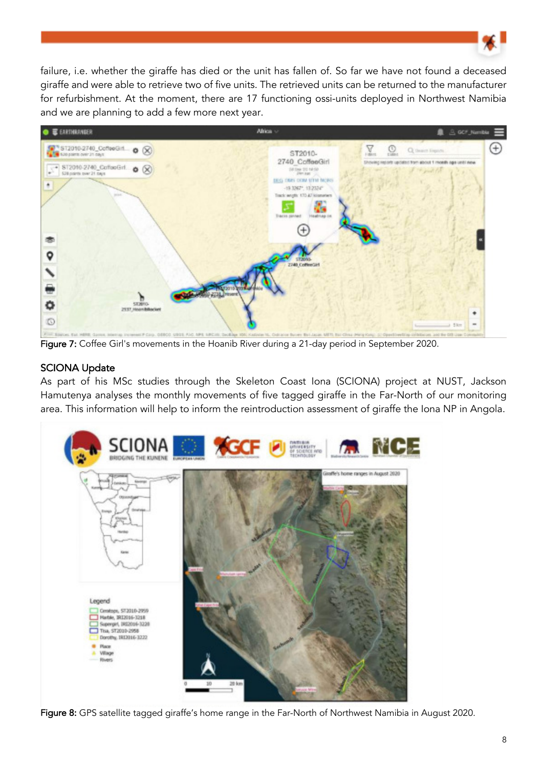failure, i.e. whether the giraffe has died or the unit has fallen of. So far we have not found a deceased giraffe and were able to retrieve two of five units. The retrieved units can be returned to the manufacturer for refurbishment. At the moment, there are 17 functioning ossi-units deployed in Northwest Namibia and we are planning to add a few more next year.

**Figure 7:** Coffee Girl's movements in the Hoanib River during a 21-day period in September 2020.

## SCIONA Update

As part of his MSc studies through the Skeleton Coast Iona (SCIONA) project at NUST, Jackson Hamutenya analyses the monthly movements of five tagged giraffe in the Far-North of our monitoring area. This information will help to inform the reintroduction assessment of giraffe the Iona NP in Angola.

**Figure 8:** GPS satellite tagged giraffe's home range in the Far-North of Northwest Namibia in August 2020.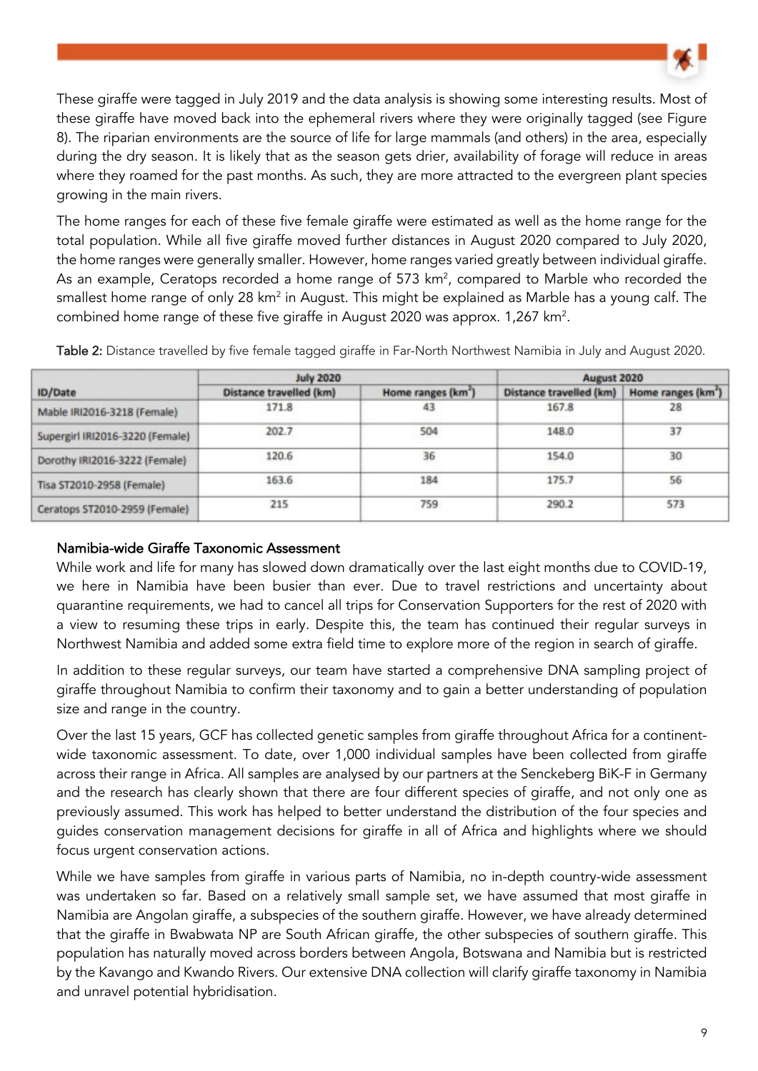These giraffe were tagged in July 2019 and the data analysis is showing some interesting results. Most of these giraffe have moved back into the ephemeral rivers where they were originally tagged (see Figure 8). The riparian environments are the source of life for large mammals (and others) in the area, especially during the dry season. It is likely that as the season gets drier, availability of forage will reduce in areas where they roamed for the past months. As such, they are more attracted to the evergreen plant species growing in the main rivers.

The home ranges for each of these five female giraffe were estimated as well as the home range for the total population. While all five giraffe moved further distances in August 2020 compared to July 2020, the home ranges were generally smaller. However, home ranges varied greatly between individual giraffe. As an example, Ceratops recorded a home range of 573 km$^2$, compared to Marble who recorded the smallest home range of only 28 km$^2$ in August. This might be explained as Marble has a young calf. The combined home range of these five giraffe in August 2020 was approx. 1,267 km$^2$.

Table 2: Distance travelled by five female tagged giraffe in Far-North Northwest Namibia in July and August 2020.

| ID/Date | July 2020 | | August 2020 | |
|---|---|---|---|---|
| | Distance travelled (km) | Home ranges (km$^2$) | Distance travelled (km) | Home ranges (km$^2$) |
| Mable IRI2016-3218 (Female) | 171.8 | 43 | 167.8 | 28 |
| Supergirl IRI2016-3220 (Female) | 202.7 | 504 | 148.0 | 37 |
| Dorothy IRI2016-3222 (Female) | 120.6 | 36 | 154.0 | 30 |
| Tisa ST2010-2958 (Female) | 163.6 | 184 | 175.7 | 56 |
| Ceratops ST2010-2959 (Female) | 215 | 759 | 290.2 | 573 |

## Namibia-wide Giraffe Taxonomic Assessment

While work and life for many has slowed down dramatically over the last eight months due to COVID-19, we here in Namibia have been busier than ever. Due to travel restrictions and uncertainty about quarantine requirements, we had to cancel all trips for Conservation Supporters for the rest of 2020 with a view to resuming these trips in early. Despite this, the team has continued their regular surveys in Northwest Namibia and added some extra field time to explore more of the region in search of giraffe.

In addition to these regular surveys, our team have started a comprehensive DNA sampling project of giraffe throughout Namibia to confirm their taxonomy and to gain a better understanding of population size and range in the country.

Over the last 15 years, GCF has collected genetic samples from giraffe throughout Africa for a continent-wide taxonomic assessment. To date, over 1,000 individual samples have been collected from giraffe across their range in Africa. All samples are analysed by our partners at the Senckeberg BiK-F in Germany and the research has clearly shown that there are four different species of giraffe, and not only one as previously assumed. This work has helped to better understand the distribution of the four species and guides conservation management decisions for giraffe in all of Africa and highlights where we should focus urgent conservation actions.

While we have samples from giraffe in various parts of Namibia, no in-depth country-wide assessment was undertaken so far. Based on a relatively small sample set, we have assumed that most giraffe in Namibia are Angolan giraffe, a subspecies of the southern giraffe. However, we have already determined that the giraffe in Bwabwata NP are South African giraffe, the other subspecies of southern giraffe. This population has naturally moved across borders between Angola, Botswana and Namibia but is restricted by the Kavango and Kwando Rivers. Our extensive DNA collection will clarify giraffe taxonomy in Namibia and unravel potential hybridisation.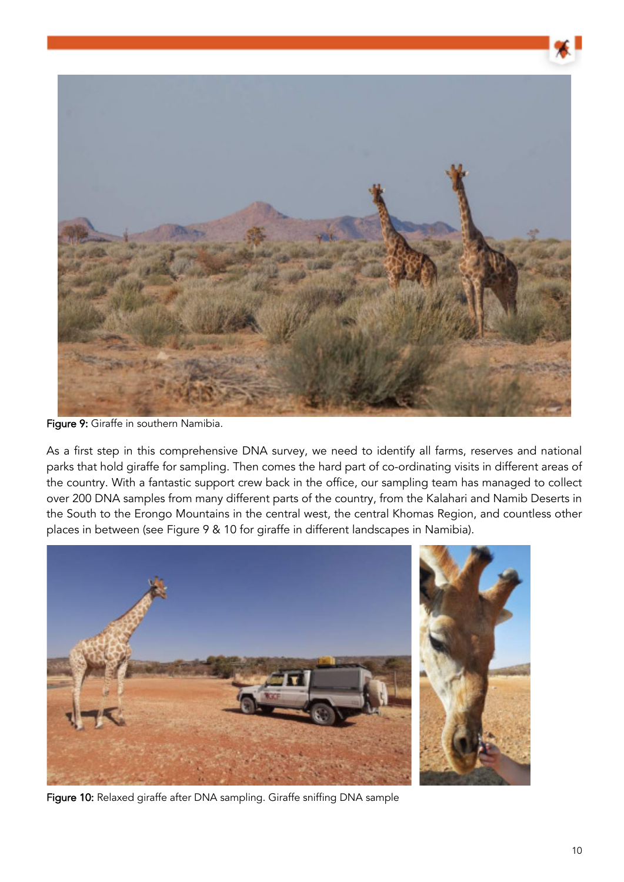Figure 9: Giraffe in southern Namibia.

As a first step in this comprehensive DNA survey, we need to identify all farms, reserves and national parks that hold giraffe for sampling. Then comes the hard part of co-ordinating visits in different areas of the country. With a fantastic support crew back in the office, our sampling team has managed to collect over 200 DNA samples from many different parts of the country, from the Kalahari and Namib Deserts in the South to the Erongo Mountains in the central west, the central Khomas Region, and countless other places in between (see Figure 9 & 10 for giraffe in different landscapes in Namibia).

Figure 10: Relaxed giraffe after DNA sampling. Giraffe sniffing DNA sample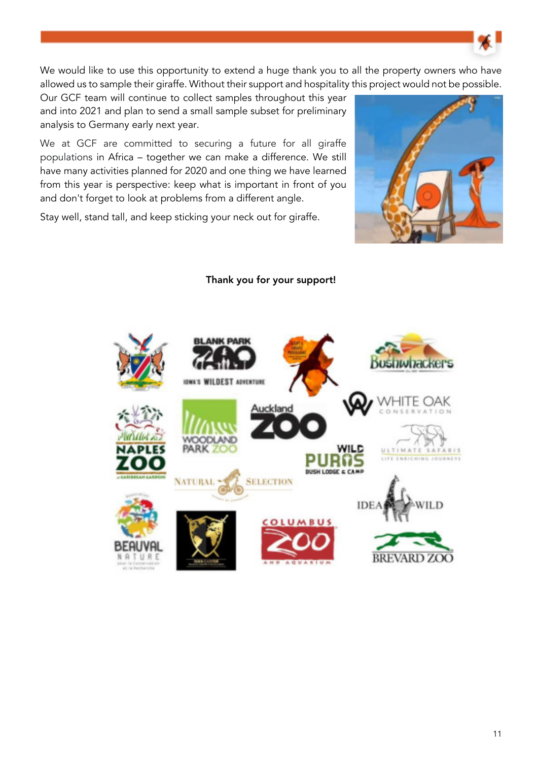We would like to use this opportunity to extend a huge thank you to all the property owners who have allowed us to sample their giraffe. Without their support and hospitality this project would not be possible. Our GCF team will continue to collect samples throughout this year and into 2021 and plan to send a small sample subset for preliminary analysis to Germany early next year.

We at GCF are committed to securing a future for all giraffe populations in Africa – together we can make a difference. We still have many activities planned for 2020 and one thing we have learned from this year is perspective: keep what is important in front of you and don't forget to look at problems from a different angle.

Stay well, stand tall, and keep sticking your neck out for giraffe.

**Thank you for your support!**